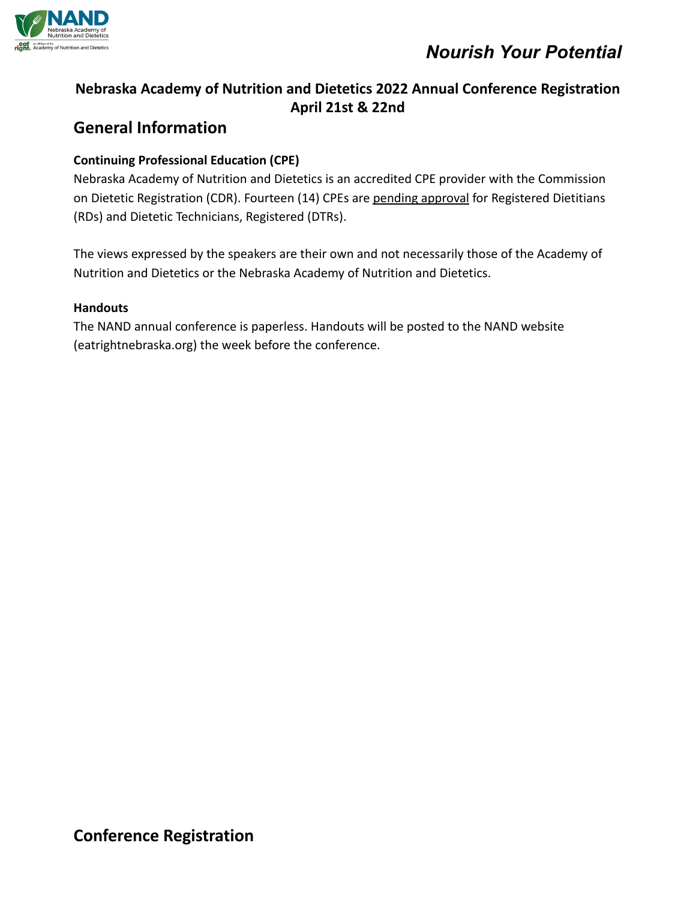*Nourish Your Potential*

**Nebraska Academy of Nutrition and Dietetics 2022 Annual Conference Registration April 21st & 22nd**

## General Information

**Continuing Professional Education (CPE)**

Nebraska Academy of Nutrition and Dietetics is an accredited CPE provider with the Commission on Dietetic Registration (CDR). Fourteen (14) CPEs are pending approval for Registered Dietitians (RDs) and Dietetic Technicians, Registered (DTRs).

The views expressed by the speakers are their own and not necessarily those of the Academy of Nutrition and Dietetics or the Nebraska Academy of Nutrition and Dietetics.

**Handouts**

The NAND annual conference is paperless. Handouts will be posted to the NAND website (eatrightnebraska.org) the week before the conference.

## Conference Registration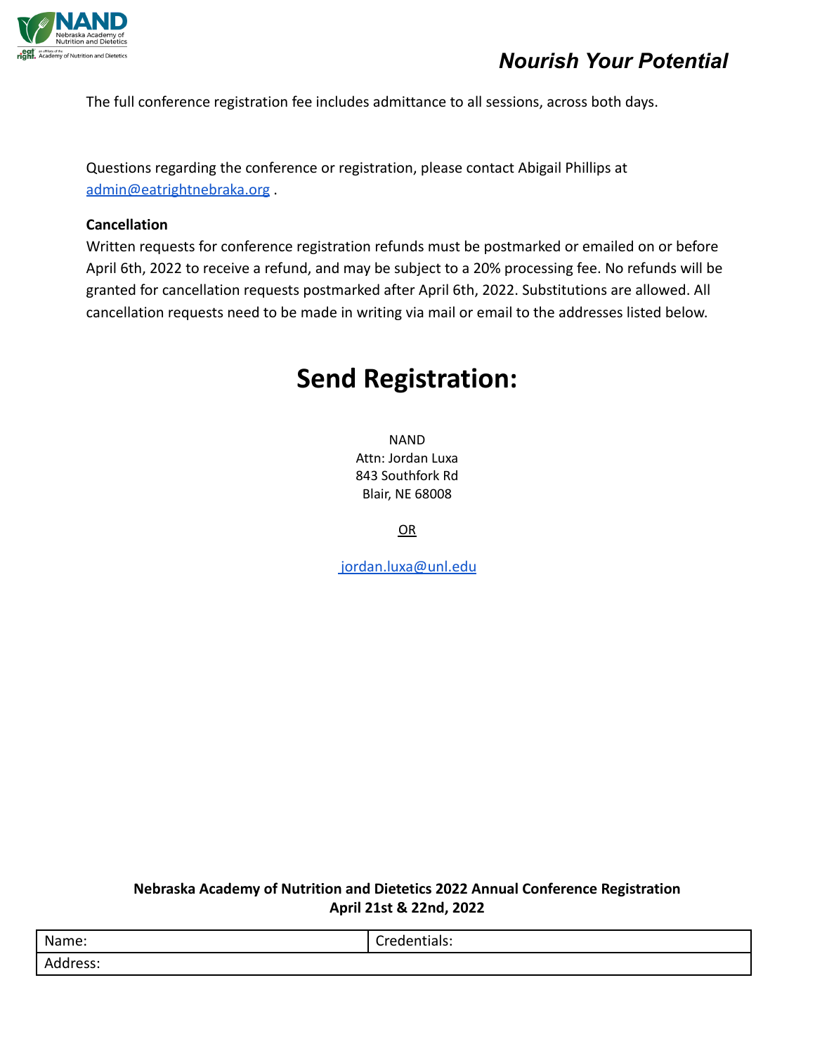The full conference registration fee includes admittance to all sessions, across both days.

Questions regarding the conference or registration, please contact Abigail Phillips at admin@eatrightnebraka.org .

**Cancellation**

Written requests for conference registration refunds must be postmarked or emailed on or before April 6th, 2022 to receive a refund, and may be subject to a 20% processing fee. No refunds will be granted for cancellation requests postmarked after April 6th, 2022. Substitutions are allowed. All cancellation requests need to be made in writing via mail or email to the addresses listed below.

# Send Registration:

NAND
Attn: Jordan Luxa
843 Southfork Rd
Blair, NE 68008

OR

jordan.luxa@unl.edu

**Nebraska Academy of Nutrition and Dietetics 2022 Annual Conference Registration**
**April 21st & 22nd, 2022**

| | |
|---|---|
| Name: | Credentials: |
| Address: | |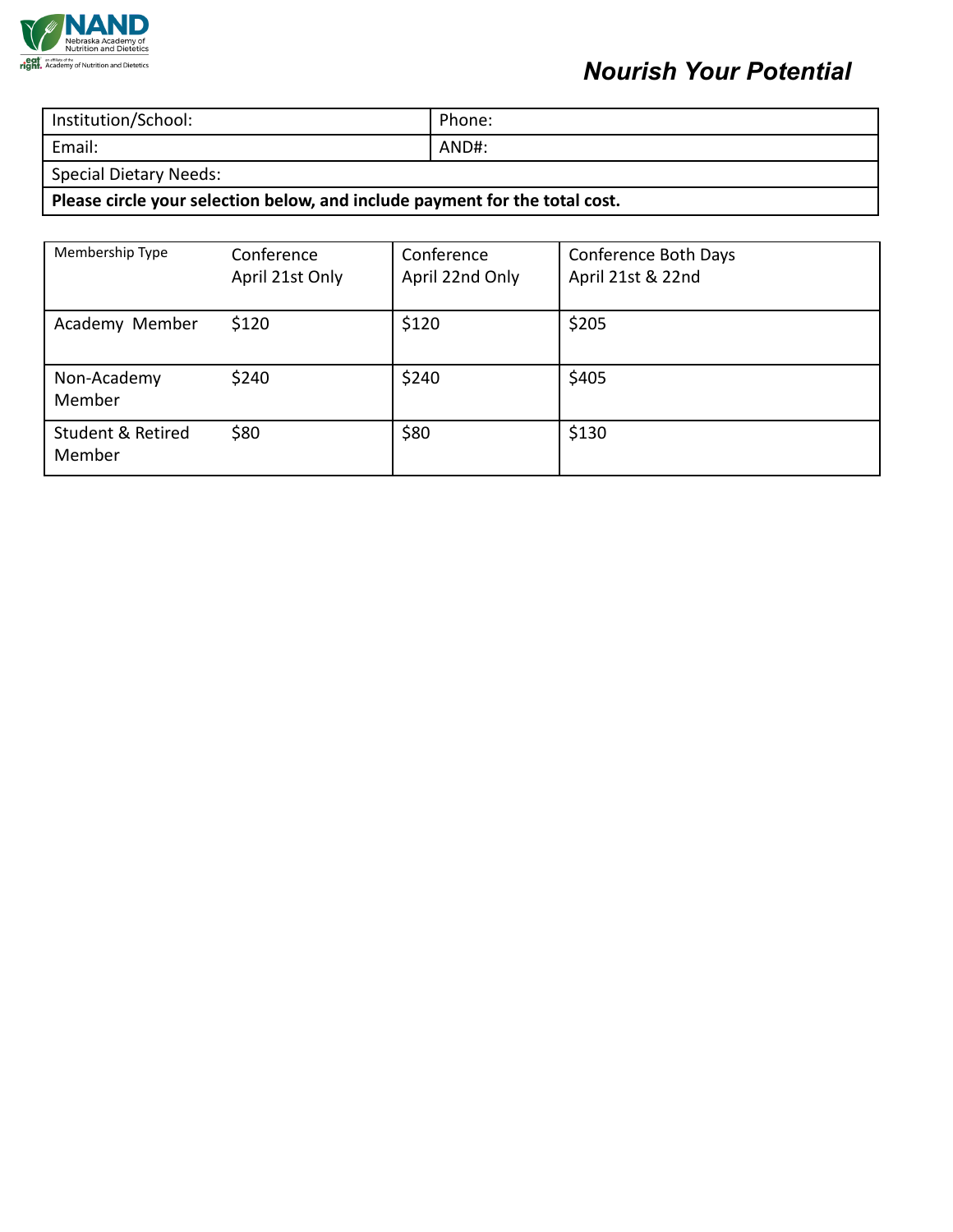*Nourish Your Potential*

| | |
|---|---|
| Institution/School: | Phone: |
| Email: | AND#: |
| Special Dietary Needs: | |
| **Please circle your selection below, and include payment for the total cost.** | |

| Membership Type | Conference April 21st Only | Conference April 22nd Only | Conference Both Days April 21st & 22nd |
|---|---|---|---|
| Academy Member | $120 | $120 | $205 |
| Non-Academy Member | $240 | $240 | $405 |
| Student & Retired Member | $80 | $80 | $130 |